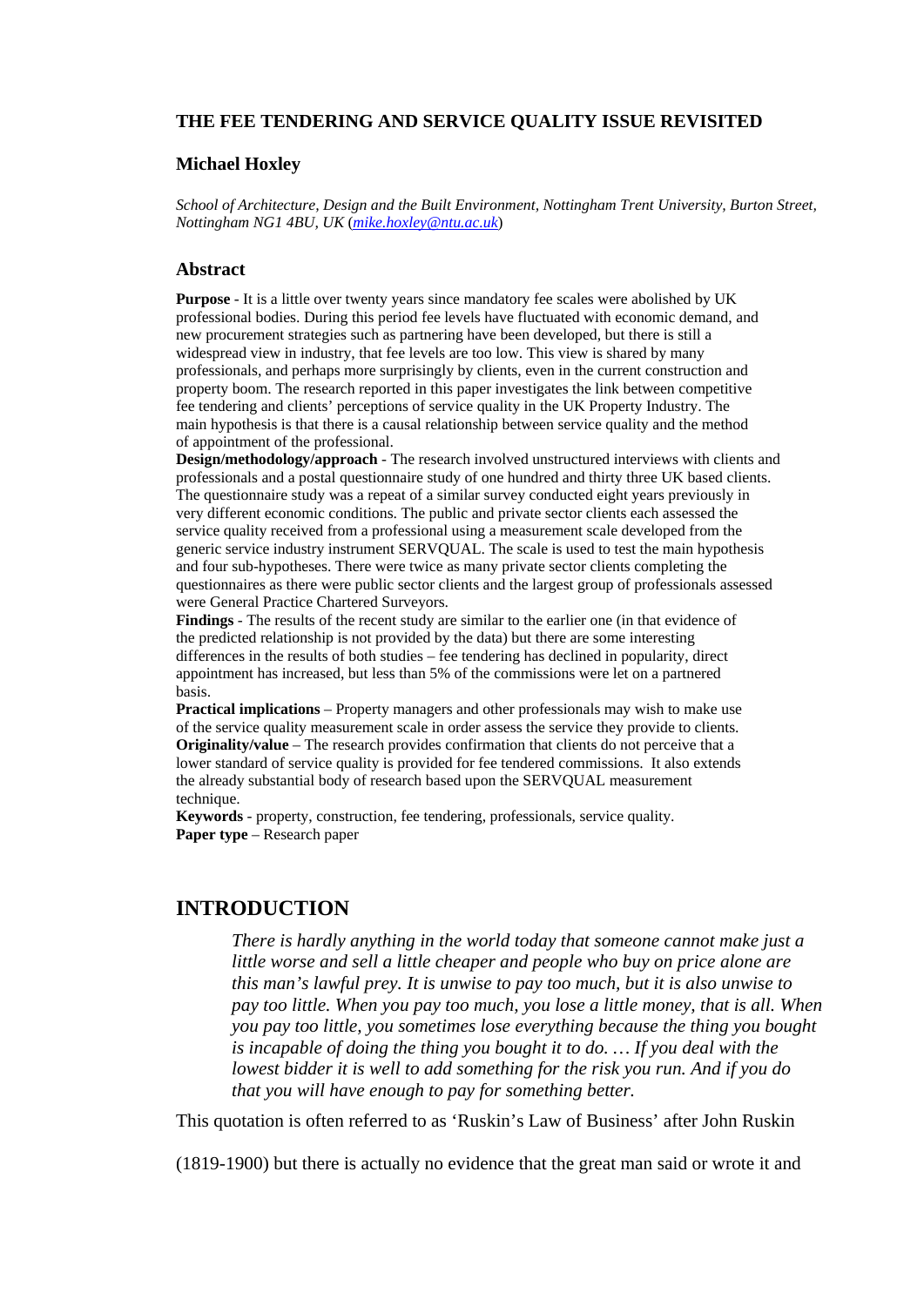## THE FEE TENDERING AND SERVICE QUALITY ISSUE REVISITED

### Michael Hoxley

*School of Architecture, Design and the Built Environment, Nottingham Trent University, Burton Street, Nottingham NG1 4BU, UK* (*mike.hoxley@ntu.ac.uk*)

### Abstract

**Purpose** - It is a little over twenty years since mandatory fee scales were abolished by UK professional bodies. During this period fee levels have fluctuated with economic demand, and new procurement strategies such as partnering have been developed, but there is still a widespread view in industry, that fee levels are too low. This view is shared by many professionals, and perhaps more surprisingly by clients, even in the current construction and property boom. The research reported in this paper investigates the link between competitive fee tendering and clients' perceptions of service quality in the UK Property Industry. The main hypothesis is that there is a causal relationship between service quality and the method of appointment of the professional.

**Design/methodology/approach** - The research involved unstructured interviews with clients and professionals and a postal questionnaire study of one hundred and thirty three UK based clients. The questionnaire study was a repeat of a similar survey conducted eight years previously in very different economic conditions. The public and private sector clients each assessed the service quality received from a professional using a measurement scale developed from the generic service industry instrument SERVQUAL. The scale is used to test the main hypothesis and four sub-hypotheses. There were twice as many private sector clients completing the questionnaires as there were public sector clients and the largest group of professionals assessed were General Practice Chartered Surveyors.

**Findings** - The results of the recent study are similar to the earlier one (in that evidence of the predicted relationship is not provided by the data) but there are some interesting differences in the results of both studies – fee tendering has declined in popularity, direct appointment has increased, but less than 5% of the commissions were let on a partnered basis.

**Practical implications** – Property managers and other professionals may wish to make use of the service quality measurement scale in order assess the service they provide to clients.

**Originality/value** – The research provides confirmation that clients do not perceive that a lower standard of service quality is provided for fee tendered commissions. It also extends the already substantial body of research based upon the SERVQUAL measurement technique.

**Keywords** - property, construction, fee tendering, professionals, service quality.

**Paper type** – Research paper

## INTRODUCTION

> *There is hardly anything in the world today that someone cannot make just a little worse and sell a little cheaper and people who buy on price alone are this man's lawful prey. It is unwise to pay too much, but it is also unwise to pay too little. When you pay too much, you lose a little money, that is all. When you pay too little, you sometimes lose everything because the thing you bought is incapable of doing the thing you bought it to do. … If you deal with the lowest bidder it is well to add something for the risk you run. And if you do that you will have enough to pay for something better.*

This quotation is often referred to as 'Ruskin's Law of Business' after John Ruskin (1819-1900) but there is actually no evidence that the great man said or wrote it and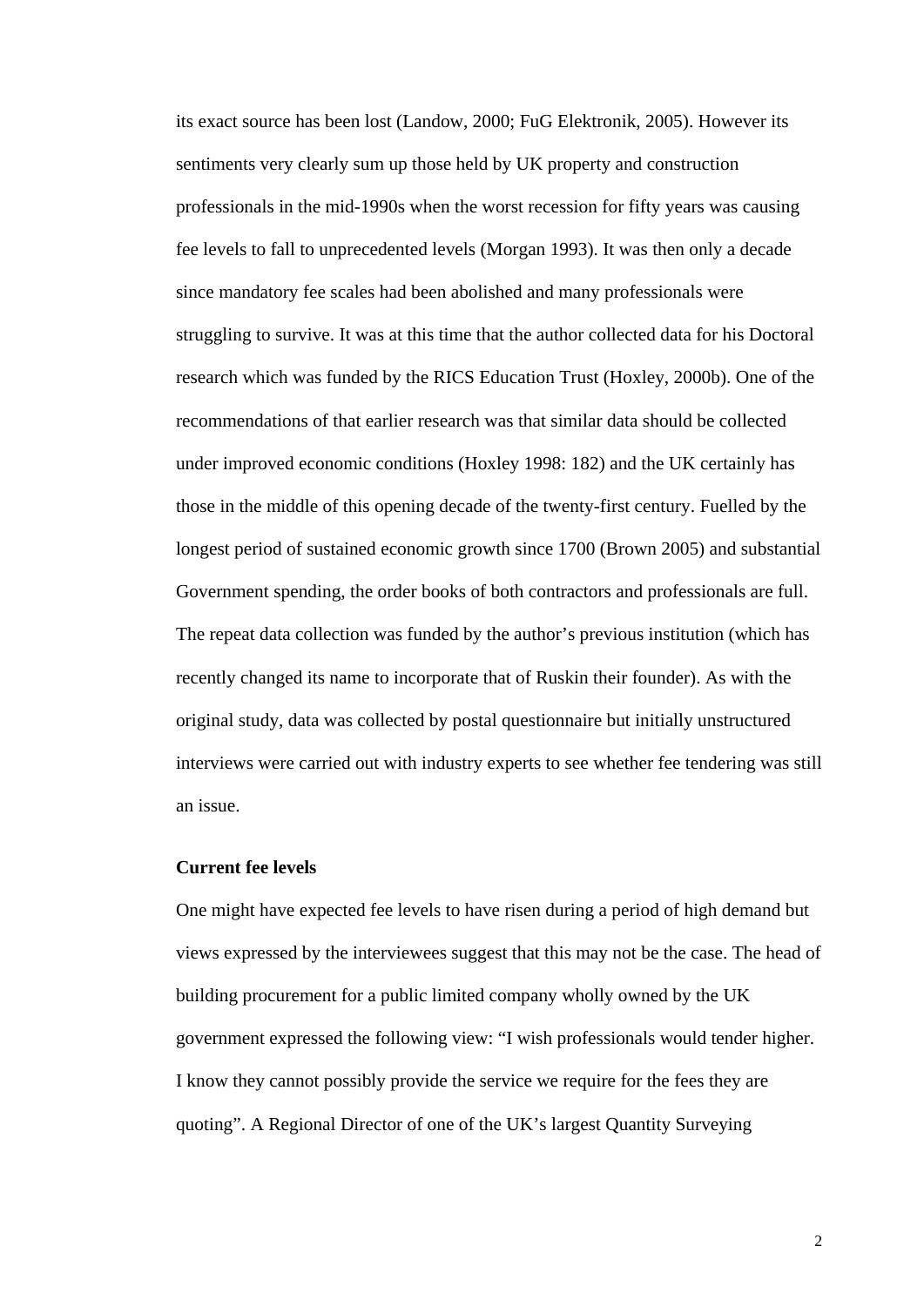its exact source has been lost (Landow, 2000; FuG Elektronik, 2005). However its sentiments very clearly sum up those held by UK property and construction professionals in the mid-1990s when the worst recession for fifty years was causing fee levels to fall to unprecedented levels (Morgan 1993). It was then only a decade since mandatory fee scales had been abolished and many professionals were struggling to survive. It was at this time that the author collected data for his Doctoral research which was funded by the RICS Education Trust (Hoxley, 2000b). One of the recommendations of that earlier research was that similar data should be collected under improved economic conditions (Hoxley 1998: 182) and the UK certainly has those in the middle of this opening decade of the twenty-first century. Fuelled by the longest period of sustained economic growth since 1700 (Brown 2005) and substantial Government spending, the order books of both contractors and professionals are full. The repeat data collection was funded by the author's previous institution (which has recently changed its name to incorporate that of Ruskin their founder). As with the original study, data was collected by postal questionnaire but initially unstructured interviews were carried out with industry experts to see whether fee tendering was still an issue.

**Current fee levels**

One might have expected fee levels to have risen during a period of high demand but views expressed by the interviewees suggest that this may not be the case. The head of building procurement for a public limited company wholly owned by the UK government expressed the following view: "I wish professionals would tender higher. I know they cannot possibly provide the service we require for the fees they are quoting". A Regional Director of one of the UK's largest Quantity Surveying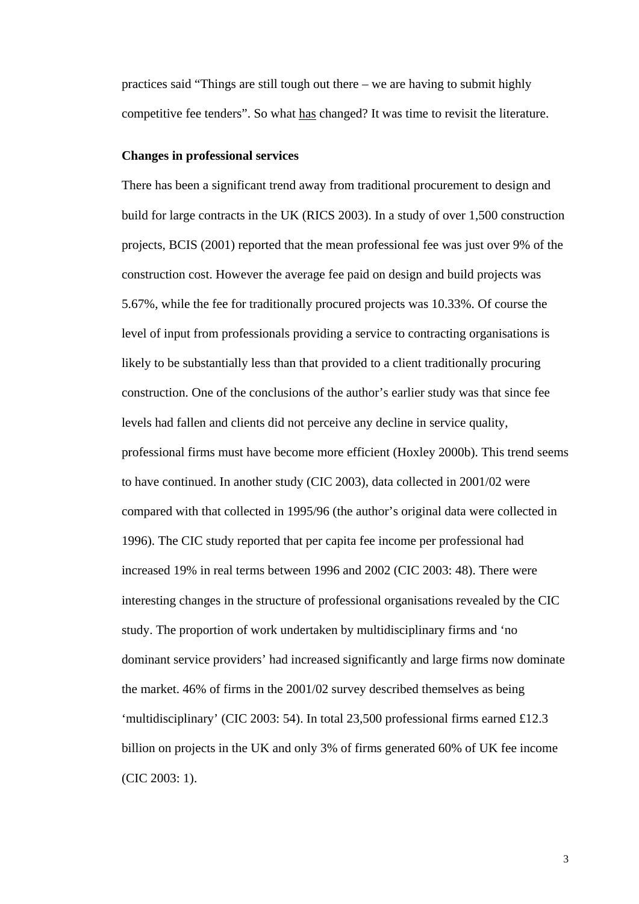practices said "Things are still tough out there – we are having to submit highly competitive fee tenders". So what <u>has</u> changed? It was time to revisit the literature.

**Changes in professional services**

There has been a significant trend away from traditional procurement to design and build for large contracts in the UK (RICS 2003). In a study of over 1,500 construction projects, BCIS (2001) reported that the mean professional fee was just over 9% of the construction cost. However the average fee paid on design and build projects was 5.67%, while the fee for traditionally procured projects was 10.33%. Of course the level of input from professionals providing a service to contracting organisations is likely to be substantially less than that provided to a client traditionally procuring construction. One of the conclusions of the author's earlier study was that since fee levels had fallen and clients did not perceive any decline in service quality, professional firms must have become more efficient (Hoxley 2000b). This trend seems to have continued. In another study (CIC 2003), data collected in 2001/02 were compared with that collected in 1995/96 (the author's original data were collected in 1996). The CIC study reported that per capita fee income per professional had increased 19% in real terms between 1996 and 2002 (CIC 2003: 48). There were interesting changes in the structure of professional organisations revealed by the CIC study. The proportion of work undertaken by multidisciplinary firms and 'no dominant service providers' had increased significantly and large firms now dominate the market. 46% of firms in the 2001/02 survey described themselves as being 'multidisciplinary' (CIC 2003: 54). In total 23,500 professional firms earned £12.3 billion on projects in the UK and only 3% of firms generated 60% of UK fee income (CIC 2003: 1).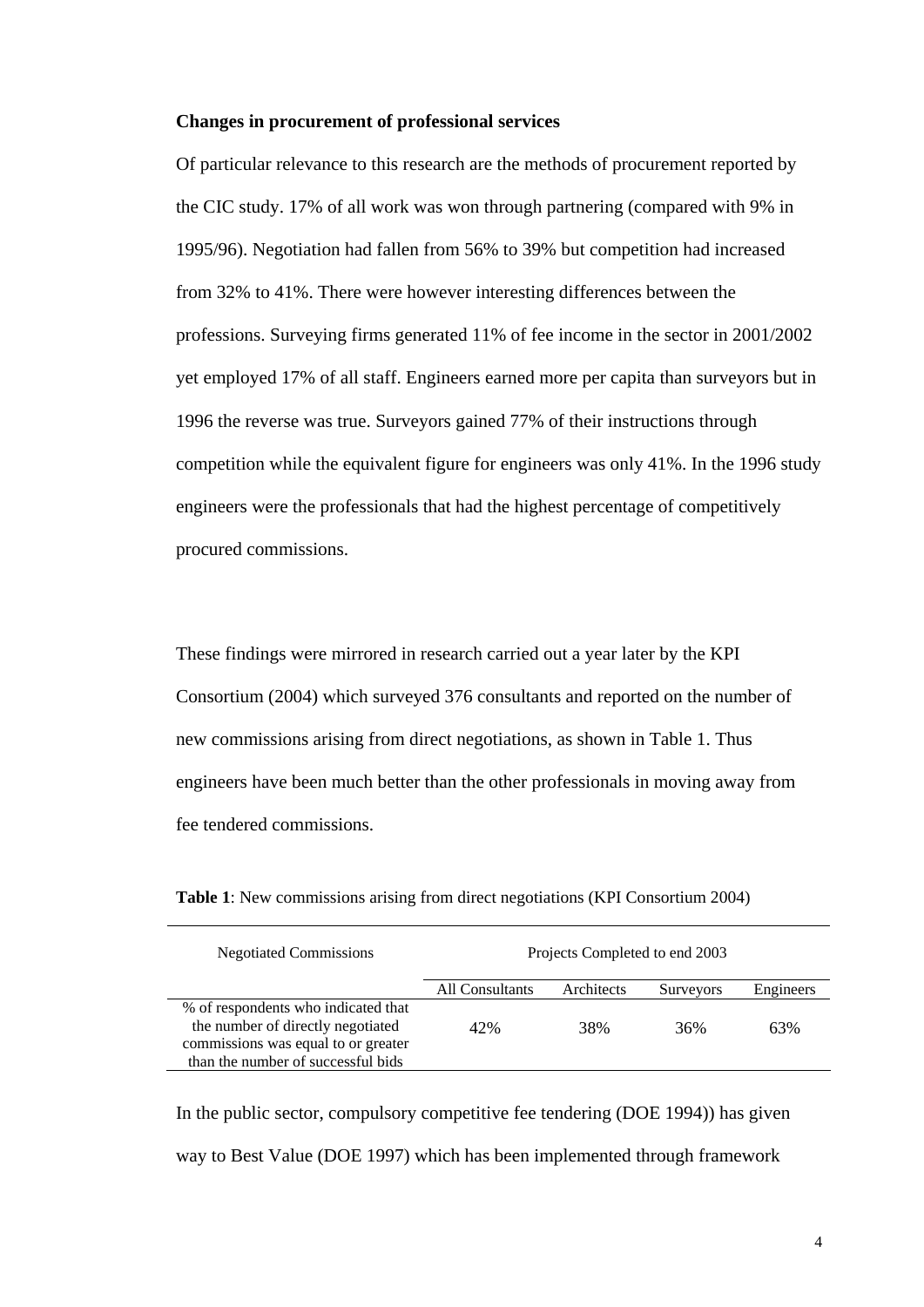**Changes in procurement of professional services**

Of particular relevance to this research are the methods of procurement reported by the CIC study. 17% of all work was won through partnering (compared with 9% in 1995/96). Negotiation had fallen from 56% to 39% but competition had increased from 32% to 41%. There were however interesting differences between the professions. Surveying firms generated 11% of fee income in the sector in 2001/2002 yet employed 17% of all staff. Engineers earned more per capita than surveyors but in 1996 the reverse was true. Surveyors gained 77% of their instructions through competition while the equivalent figure for engineers was only 41%. In the 1996 study engineers were the professionals that had the highest percentage of competitively procured commissions.

These findings were mirrored in research carried out a year later by the KPI Consortium (2004) which surveyed 376 consultants and reported on the number of new commissions arising from direct negotiations, as shown in Table 1. Thus engineers have been much better than the other professionals in moving away from fee tendered commissions.

**Table 1**: New commissions arising from direct negotiations (KPI Consortium 2004)

| Negotiated Commissions | Projects Completed to end 2003 | | | |
|---|---|---|---|---|
| | All Consultants | Architects | Surveyors | Engineers |
| % of respondents who indicated that the number of directly negotiated commissions was equal to or greater than the number of successful bids | 42% | 38% | 36% | 63% |

In the public sector, compulsory competitive fee tendering (DOE 1994)) has given way to Best Value (DOE 1997) which has been implemented through framework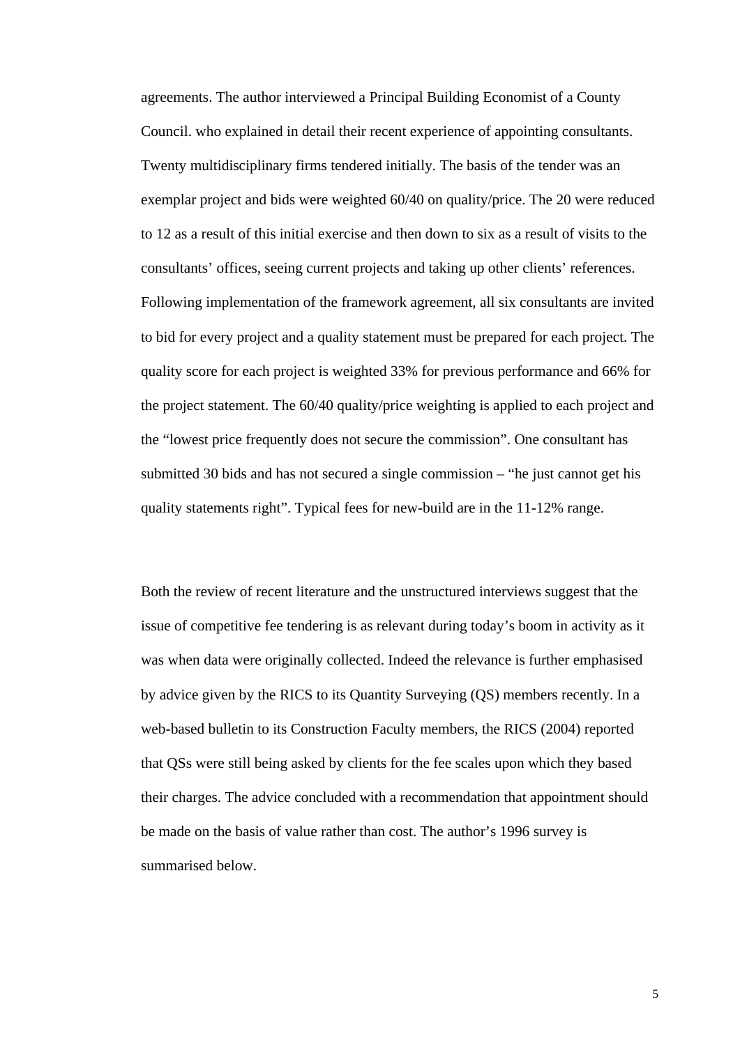agreements. The author interviewed a Principal Building Economist of a County Council. who explained in detail their recent experience of appointing consultants. Twenty multidisciplinary firms tendered initially. The basis of the tender was an exemplar project and bids were weighted 60/40 on quality/price. The 20 were reduced to 12 as a result of this initial exercise and then down to six as a result of visits to the consultants' offices, seeing current projects and taking up other clients' references. Following implementation of the framework agreement, all six consultants are invited to bid for every project and a quality statement must be prepared for each project. The quality score for each project is weighted 33% for previous performance and 66% for the project statement. The 60/40 quality/price weighting is applied to each project and the "lowest price frequently does not secure the commission". One consultant has submitted 30 bids and has not secured a single commission – "he just cannot get his quality statements right". Typical fees for new-build are in the 11-12% range.

Both the review of recent literature and the unstructured interviews suggest that the issue of competitive fee tendering is as relevant during today's boom in activity as it was when data were originally collected. Indeed the relevance is further emphasised by advice given by the RICS to its Quantity Surveying (QS) members recently. In a web-based bulletin to its Construction Faculty members, the RICS (2004) reported that QSs were still being asked by clients for the fee scales upon which they based their charges. The advice concluded with a recommendation that appointment should be made on the basis of value rather than cost. The author's 1996 survey is summarised below.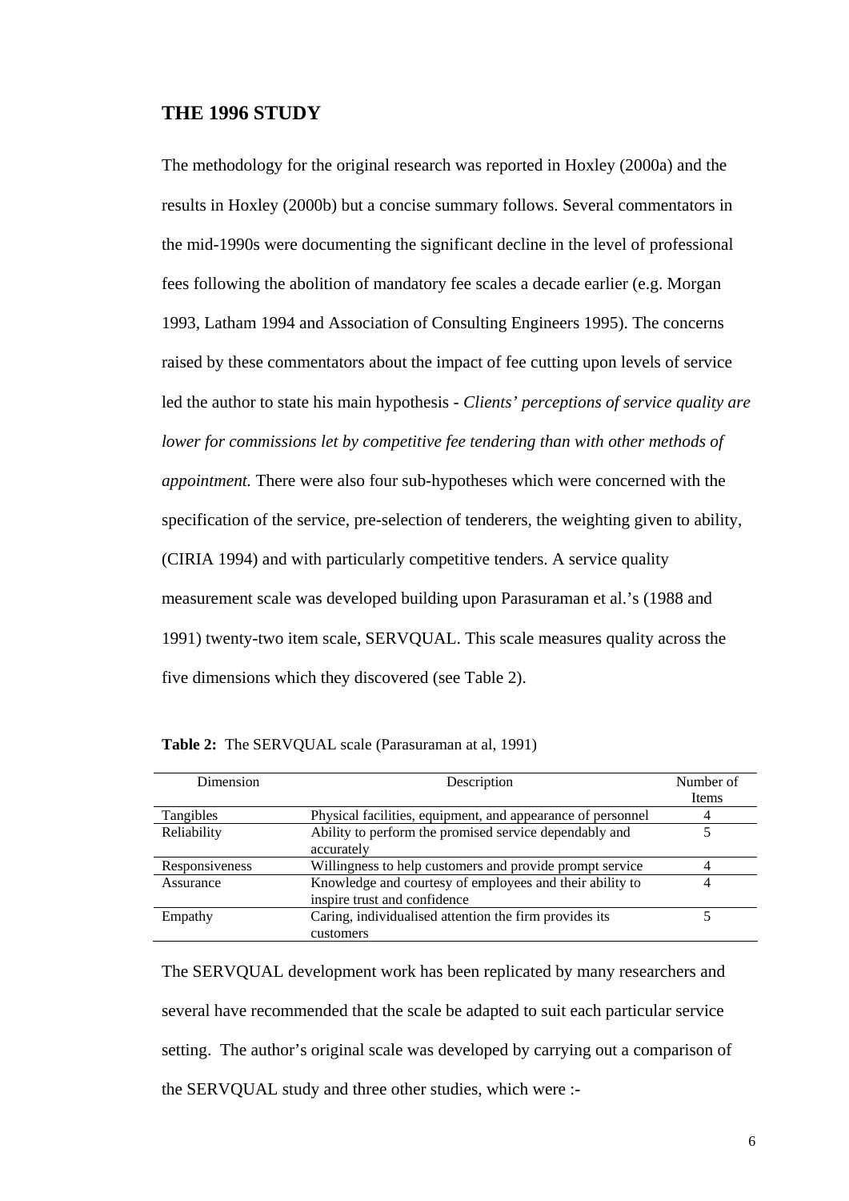## THE 1996 STUDY

The methodology for the original research was reported in Hoxley (2000a) and the results in Hoxley (2000b) but a concise summary follows. Several commentators in the mid-1990s were documenting the significant decline in the level of professional fees following the abolition of mandatory fee scales a decade earlier (e.g. Morgan 1993, Latham 1994 and Association of Consulting Engineers 1995). The concerns raised by these commentators about the impact of fee cutting upon levels of service led the author to state his main hypothesis - *Clients' perceptions of service quality are lower for commissions let by competitive fee tendering than with other methods of appointment.* There were also four sub-hypotheses which were concerned with the specification of the service, pre-selection of tenderers, the weighting given to ability, (CIRIA 1994) and with particularly competitive tenders. A service quality measurement scale was developed building upon Parasuraman et al.'s (1988 and 1991) twenty-two item scale, SERVQUAL. This scale measures quality across the five dimensions which they discovered (see Table 2).

**Table 2:** The SERVQUAL scale (Parasuraman at al, 1991)

| Dimension | Description | Number of Items |
|---|---|---|
| Tangibles | Physical facilities, equipment, and appearance of personnel | 4 |
| Reliability | Ability to perform the promised service dependably and accurately | 5 |
| Responsiveness | Willingness to help customers and provide prompt service | 4 |
| Assurance | Knowledge and courtesy of employees and their ability to inspire trust and confidence | 4 |
| Empathy | Caring, individualised attention the firm provides its customers | 5 |

The SERVQUAL development work has been replicated by many researchers and several have recommended that the scale be adapted to suit each particular service setting. The author's original scale was developed by carrying out a comparison of the SERVQUAL study and three other studies, which were :-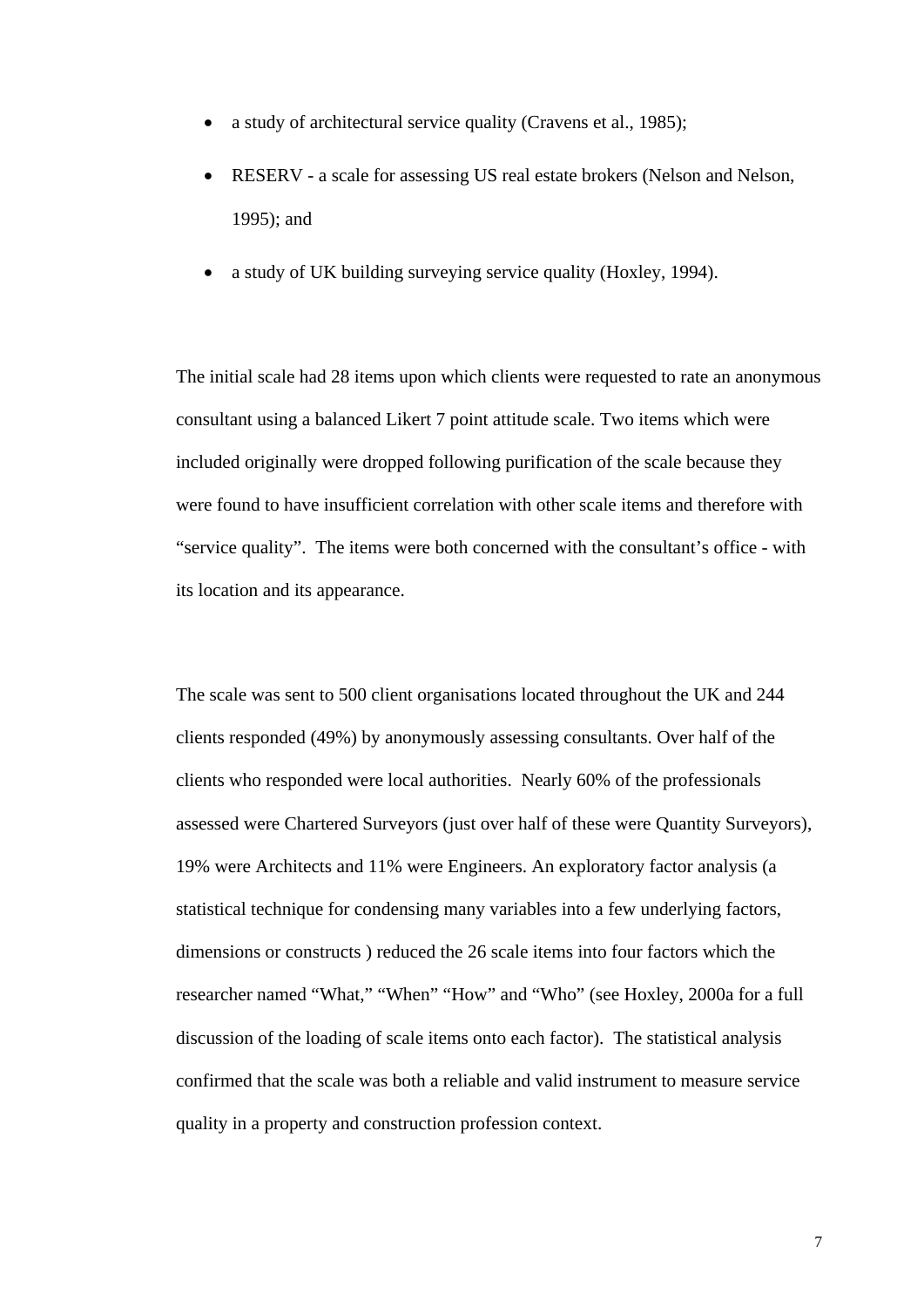- a study of architectural service quality (Cravens et al., 1985);
- RESERV - a scale for assessing US real estate brokers (Nelson and Nelson, 1995); and
- a study of UK building surveying service quality (Hoxley, 1994).

The initial scale had 28 items upon which clients were requested to rate an anonymous consultant using a balanced Likert 7 point attitude scale. Two items which were included originally were dropped following purification of the scale because they were found to have insufficient correlation with other scale items and therefore with "service quality". The items were both concerned with the consultant's office - with its location and its appearance.

The scale was sent to 500 client organisations located throughout the UK and 244 clients responded (49%) by anonymously assessing consultants. Over half of the clients who responded were local authorities. Nearly 60% of the professionals assessed were Chartered Surveyors (just over half of these were Quantity Surveyors), 19% were Architects and 11% were Engineers. An exploratory factor analysis (a statistical technique for condensing many variables into a few underlying factors, dimensions or constructs ) reduced the 26 scale items into four factors which the researcher named "What," "When" "How" and "Who" (see Hoxley, 2000a for a full discussion of the loading of scale items onto each factor). The statistical analysis confirmed that the scale was both a reliable and valid instrument to measure service quality in a property and construction profession context.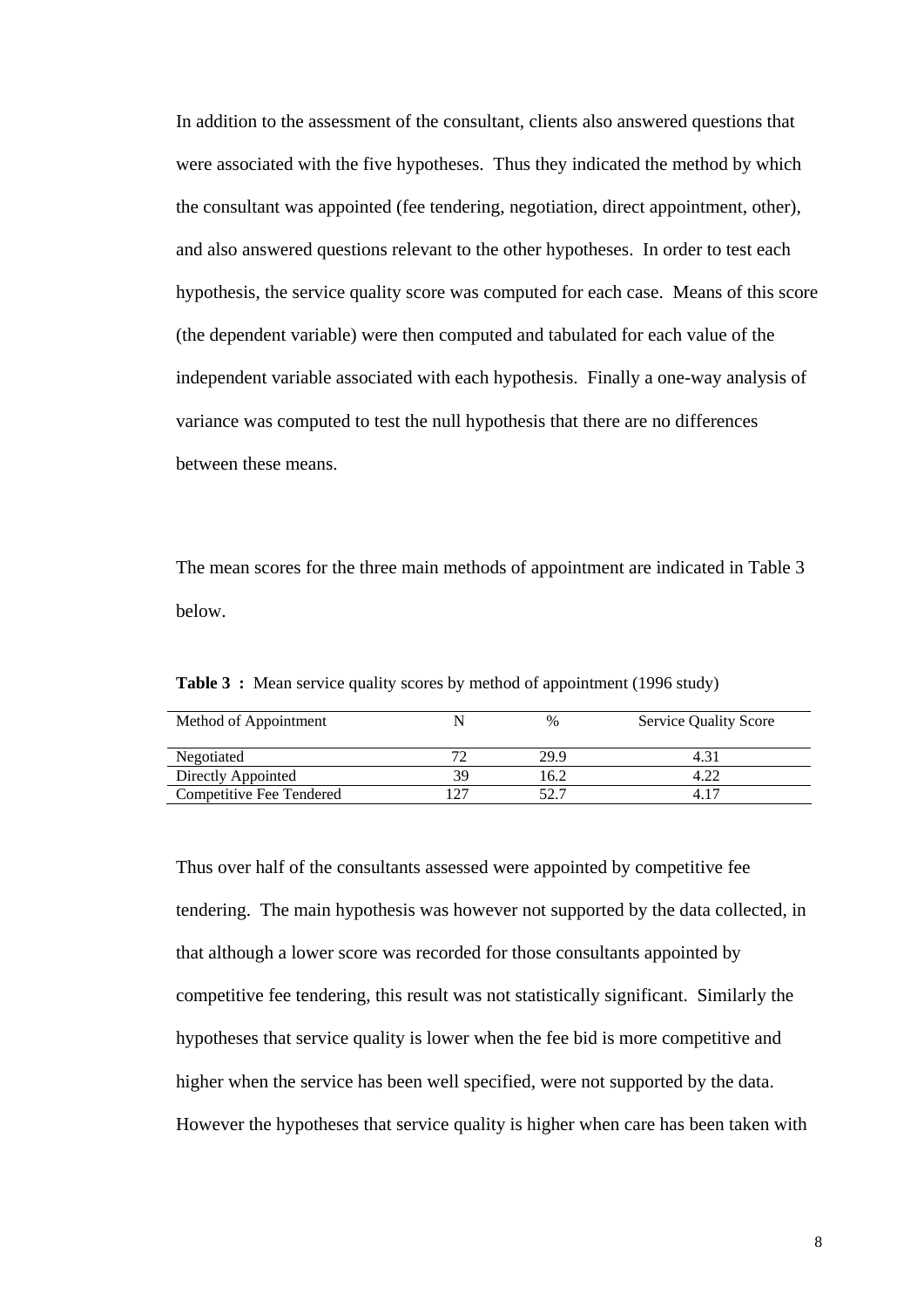In addition to the assessment of the consultant, clients also answered questions that were associated with the five hypotheses. Thus they indicated the method by which the consultant was appointed (fee tendering, negotiation, direct appointment, other), and also answered questions relevant to the other hypotheses. In order to test each hypothesis, the service quality score was computed for each case. Means of this score (the dependent variable) were then computed and tabulated for each value of the independent variable associated with each hypothesis. Finally a one-way analysis of variance was computed to test the null hypothesis that there are no differences between these means.

The mean scores for the three main methods of appointment are indicated in Table 3 below.

**Table 3 :** Mean service quality scores by method of appointment (1996 study)

| Method of Appointment | N | % | Service Quality Score |
|---|---|---|---|
| Negotiated | 72 | 29.9 | 4.31 |
| Directly Appointed | 39 | 16.2 | 4.22 |
| Competitive Fee Tendered | 127 | 52.7 | 4.17 |

Thus over half of the consultants assessed were appointed by competitive fee tendering. The main hypothesis was however not supported by the data collected, in that although a lower score was recorded for those consultants appointed by competitive fee tendering, this result was not statistically significant. Similarly the hypotheses that service quality is lower when the fee bid is more competitive and higher when the service has been well specified, were not supported by the data. However the hypotheses that service quality is higher when care has been taken with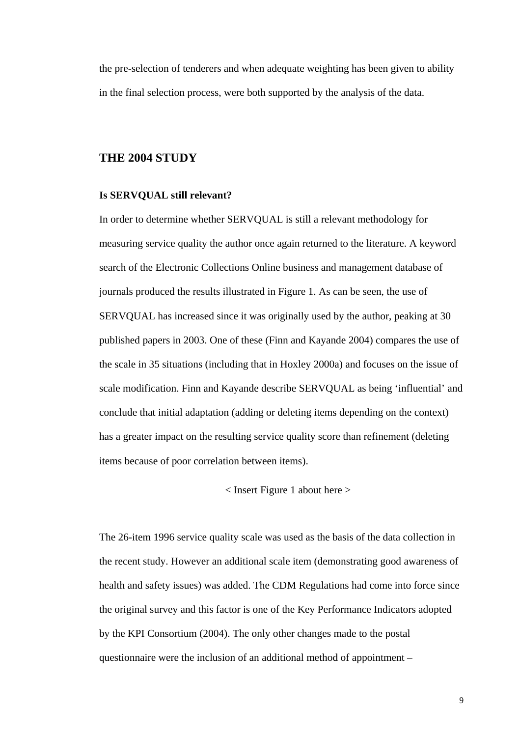the pre-selection of tenderers and when adequate weighting has been given to ability in the final selection process, were both supported by the analysis of the data.

## THE 2004 STUDY

### Is SERVQUAL still relevant?

In order to determine whether SERVQUAL is still a relevant methodology for measuring service quality the author once again returned to the literature. A keyword search of the Electronic Collections Online business and management database of journals produced the results illustrated in Figure 1. As can be seen, the use of SERVQUAL has increased since it was originally used by the author, peaking at 30 published papers in 2003. One of these (Finn and Kayande 2004) compares the use of the scale in 35 situations (including that in Hoxley 2000a) and focuses on the issue of scale modification. Finn and Kayande describe SERVQUAL as being 'influential' and conclude that initial adaptation (adding or deleting items depending on the context) has a greater impact on the resulting service quality score than refinement (deleting items because of poor correlation between items).

< Insert Figure 1 about here >

The 26-item 1996 service quality scale was used as the basis of the data collection in the recent study. However an additional scale item (demonstrating good awareness of health and safety issues) was added. The CDM Regulations had come into force since the original survey and this factor is one of the Key Performance Indicators adopted by the KPI Consortium (2004). The only other changes made to the postal questionnaire were the inclusion of an additional method of appointment –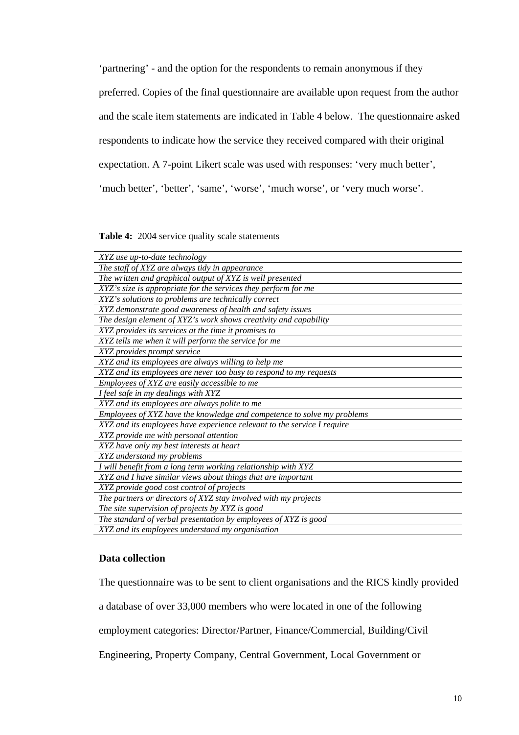'partnering' - and the option for the respondents to remain anonymous if they preferred. Copies of the final questionnaire are available upon request from the author and the scale item statements are indicated in Table 4 below. The questionnaire asked respondents to indicate how the service they received compared with their original expectation. A 7-point Likert scale was used with responses: 'very much better', 'much better', 'better', 'same', 'worse', 'much worse', or 'very much worse'.

**Table 4:** 2004 service quality scale statements

| |
|---|
| *XYZ use up-to-date technology* |
| *The staff of XYZ are always tidy in appearance* |
| *The written and graphical output of XYZ is well presented* |
| *XYZ's size is appropriate for the services they perform for me* |
| *XYZ's solutions to problems are technically correct* |
| *XYZ demonstrate good awareness of health and safety issues* |
| *The design element of XYZ's work shows creativity and capability* |
| *XYZ provides its services at the time it promises to* |
| *XYZ tells me when it will perform the service for me* |
| *XYZ provides prompt service* |
| *XYZ and its employees are always willing to help me* |
| *XYZ and its employees are never too busy to respond to my requests* |
| *Employees of XYZ are easily accessible to me* |
| *I feel safe in my dealings with XYZ* |
| *XYZ and its employees are always polite to me* |
| *Employees of XYZ have the knowledge and competence to solve my problems* |
| *XYZ and its employees have experience relevant to the service I require* |
| *XYZ provide me with personal attention* |
| *XYZ have only my best interests at heart* |
| *XYZ understand my problems* |
| *I will benefit from a long term working relationship with XYZ* |
| *XYZ and I have similar views about things that are important* |
| *XYZ provide good cost control of projects* |
| *The partners or directors of XYZ stay involved with my projects* |
| *The site supervision of projects by XYZ is good* |
| *The standard of verbal presentation by employees of XYZ is good* |
| *XYZ and its employees understand my organisation* |

**Data collection**

The questionnaire was to be sent to client organisations and the RICS kindly provided a database of over 33,000 members who were located in one of the following employment categories: Director/Partner, Finance/Commercial, Building/Civil Engineering, Property Company, Central Government, Local Government or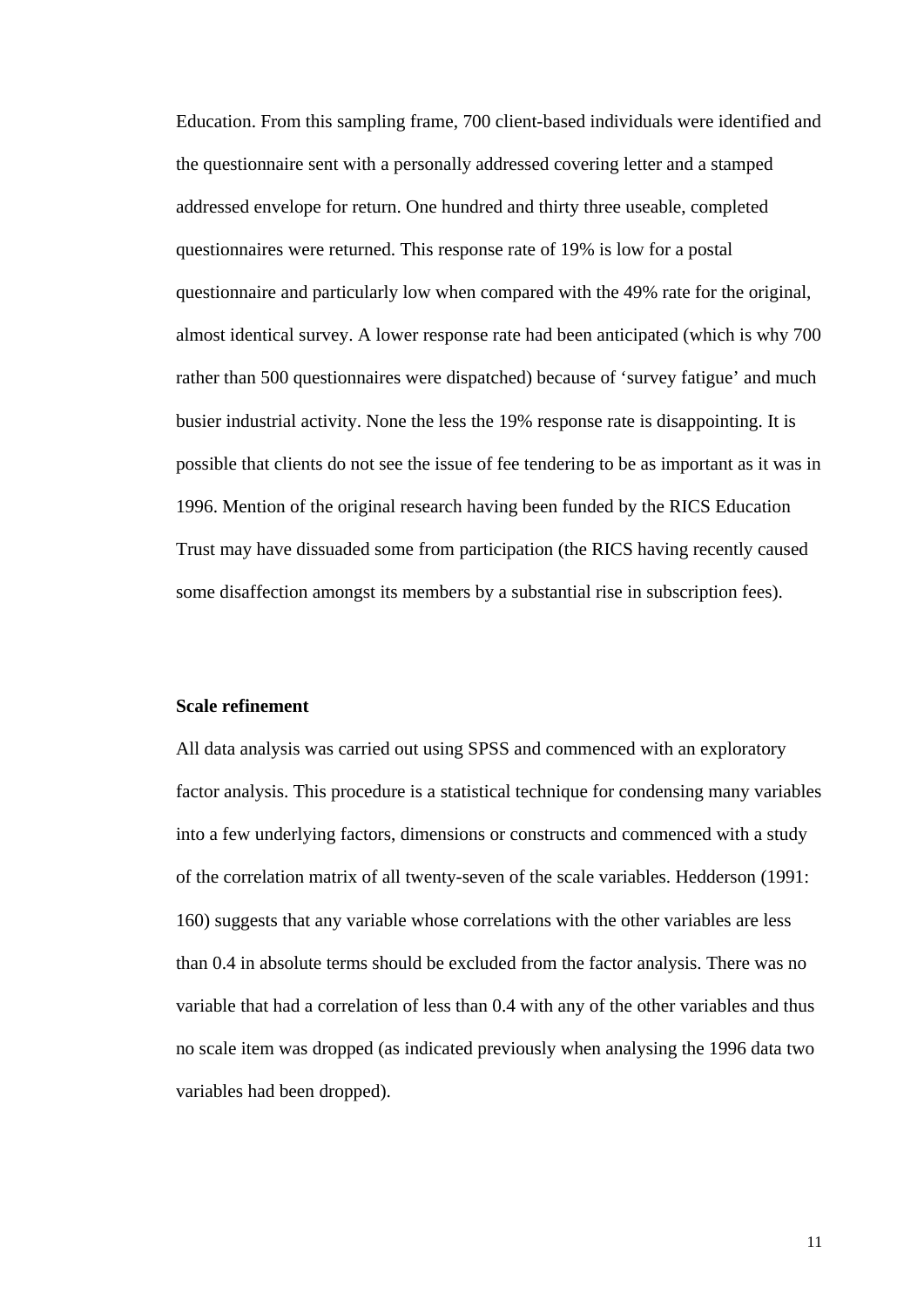Education. From this sampling frame, 700 client-based individuals were identified and the questionnaire sent with a personally addressed covering letter and a stamped addressed envelope for return. One hundred and thirty three useable, completed questionnaires were returned. This response rate of 19% is low for a postal questionnaire and particularly low when compared with the 49% rate for the original, almost identical survey. A lower response rate had been anticipated (which is why 700 rather than 500 questionnaires were dispatched) because of 'survey fatigue' and much busier industrial activity. None the less the 19% response rate is disappointing. It is possible that clients do not see the issue of fee tendering to be as important as it was in 1996. Mention of the original research having been funded by the RICS Education Trust may have dissuaded some from participation (the RICS having recently caused some disaffection amongst its members by a substantial rise in subscription fees).

**Scale refinement**

All data analysis was carried out using SPSS and commenced with an exploratory factor analysis. This procedure is a statistical technique for condensing many variables into a few underlying factors, dimensions or constructs and commenced with a study of the correlation matrix of all twenty-seven of the scale variables. Hedderson (1991: 160) suggests that any variable whose correlations with the other variables are less than 0.4 in absolute terms should be excluded from the factor analysis. There was no variable that had a correlation of less than 0.4 with any of the other variables and thus no scale item was dropped (as indicated previously when analysing the 1996 data two variables had been dropped).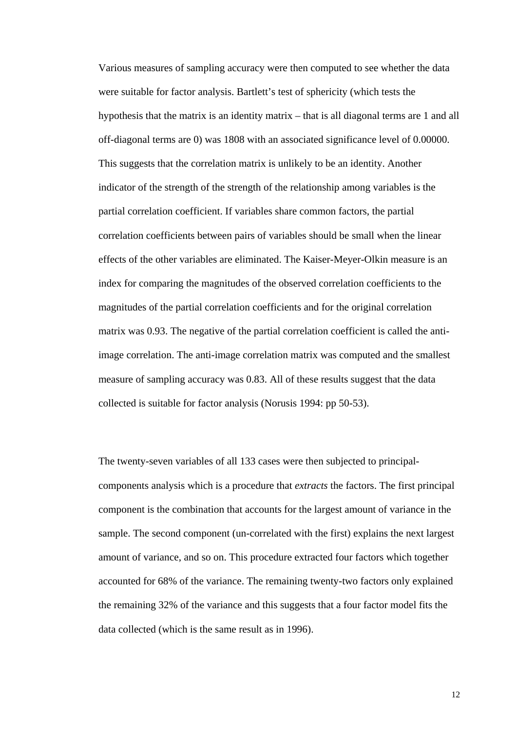Various measures of sampling accuracy were then computed to see whether the data were suitable for factor analysis. Bartlett's test of sphericity (which tests the hypothesis that the matrix is an identity matrix – that is all diagonal terms are 1 and all off-diagonal terms are 0) was 1808 with an associated significance level of 0.00000. This suggests that the correlation matrix is unlikely to be an identity. Another indicator of the strength of the strength of the relationship among variables is the partial correlation coefficient. If variables share common factors, the partial correlation coefficients between pairs of variables should be small when the linear effects of the other variables are eliminated. The Kaiser-Meyer-Olkin measure is an index for comparing the magnitudes of the observed correlation coefficients to the magnitudes of the partial correlation coefficients and for the original correlation matrix was 0.93. The negative of the partial correlation coefficient is called the anti-image correlation. The anti-image correlation matrix was computed and the smallest measure of sampling accuracy was 0.83. All of these results suggest that the data collected is suitable for factor analysis (Norusis 1994: pp 50-53).

The twenty-seven variables of all 133 cases were then subjected to principal-components analysis which is a procedure that *extracts* the factors. The first principal component is the combination that accounts for the largest amount of variance in the sample. The second component (un-correlated with the first) explains the next largest amount of variance, and so on. This procedure extracted four factors which together accounted for 68% of the variance. The remaining twenty-two factors only explained the remaining 32% of the variance and this suggests that a four factor model fits the data collected (which is the same result as in 1996).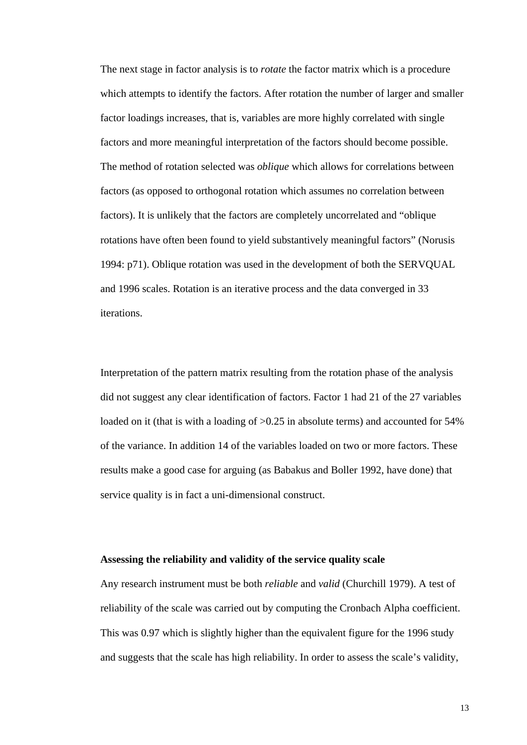The next stage in factor analysis is to *rotate* the factor matrix which is a procedure which attempts to identify the factors. After rotation the number of larger and smaller factor loadings increases, that is, variables are more highly correlated with single factors and more meaningful interpretation of the factors should become possible. The method of rotation selected was *oblique* which allows for correlations between factors (as opposed to orthogonal rotation which assumes no correlation between factors). It is unlikely that the factors are completely uncorrelated and "oblique rotations have often been found to yield substantively meaningful factors" (Norusis 1994: p71). Oblique rotation was used in the development of both the SERVQUAL and 1996 scales. Rotation is an iterative process and the data converged in 33 iterations.

Interpretation of the pattern matrix resulting from the rotation phase of the analysis did not suggest any clear identification of factors. Factor 1 had 21 of the 27 variables loaded on it (that is with a loading of >0.25 in absolute terms) and accounted for 54% of the variance. In addition 14 of the variables loaded on two or more factors. These results make a good case for arguing (as Babakus and Boller 1992, have done) that service quality is in fact a uni-dimensional construct.

**Assessing the reliability and validity of the service quality scale**

Any research instrument must be both *reliable* and *valid* (Churchill 1979). A test of reliability of the scale was carried out by computing the Cronbach Alpha coefficient. This was 0.97 which is slightly higher than the equivalent figure for the 1996 study and suggests that the scale has high reliability. In order to assess the scale's validity,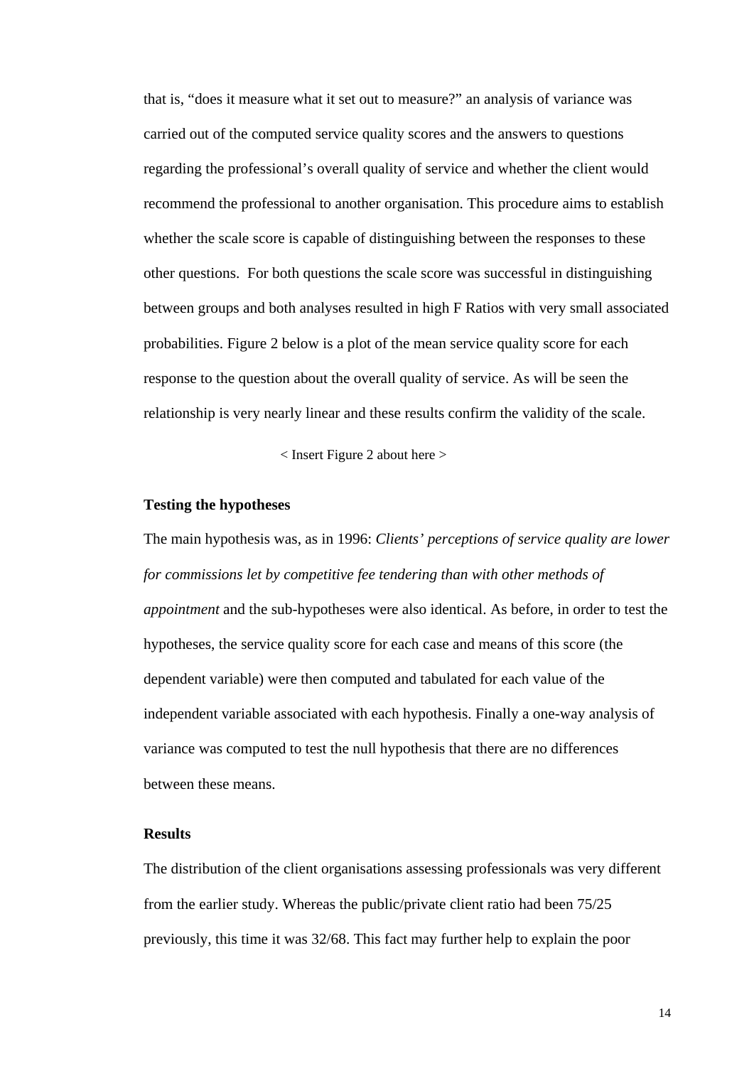that is, "does it measure what it set out to measure?" an analysis of variance was carried out of the computed service quality scores and the answers to questions regarding the professional's overall quality of service and whether the client would recommend the professional to another organisation. This procedure aims to establish whether the scale score is capable of distinguishing between the responses to these other questions. For both questions the scale score was successful in distinguishing between groups and both analyses resulted in high F Ratios with very small associated probabilities. Figure 2 below is a plot of the mean service quality score for each response to the question about the overall quality of service. As will be seen the relationship is very nearly linear and these results confirm the validity of the scale.

< Insert Figure 2 about here >

**Testing the hypotheses**

The main hypothesis was, as in 1996: *Clients' perceptions of service quality are lower for commissions let by competitive fee tendering than with other methods of appointment* and the sub-hypotheses were also identical. As before, in order to test the hypotheses, the service quality score for each case and means of this score (the dependent variable) were then computed and tabulated for each value of the independent variable associated with each hypothesis. Finally a one-way analysis of variance was computed to test the null hypothesis that there are no differences between these means.

**Results**

The distribution of the client organisations assessing professionals was very different from the earlier study. Whereas the public/private client ratio had been 75/25 previously, this time it was 32/68. This fact may further help to explain the poor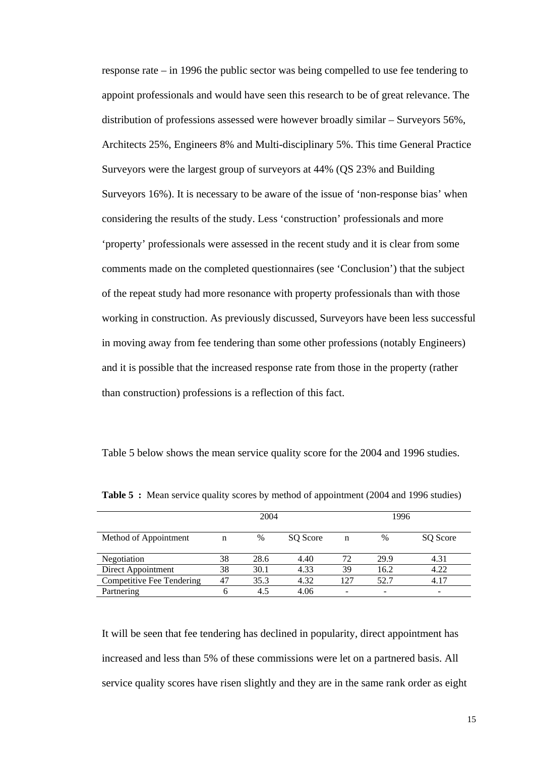response rate – in 1996 the public sector was being compelled to use fee tendering to appoint professionals and would have seen this research to be of great relevance. The distribution of professions assessed were however broadly similar – Surveyors 56%, Architects 25%, Engineers 8% and Multi-disciplinary 5%. This time General Practice Surveyors were the largest group of surveyors at 44% (QS 23% and Building Surveyors 16%). It is necessary to be aware of the issue of 'non-response bias' when considering the results of the study. Less 'construction' professionals and more 'property' professionals were assessed in the recent study and it is clear from some comments made on the completed questionnaires (see 'Conclusion') that the subject of the repeat study had more resonance with property professionals than with those working in construction. As previously discussed, Surveyors have been less successful in moving away from fee tendering than some other professions (notably Engineers) and it is possible that the increased response rate from those in the property (rather than construction) professions is a reflection of this fact.

Table 5 below shows the mean service quality score for the 2004 and 1996 studies.

**Table 5 :** Mean service quality scores by method of appointment (2004 and 1996 studies)

| | 2004 | | | 1996 | | |
|---|---|---|---|---|---|---|
| Method of Appointment | n | % | SQ Score | n | % | SQ Score |
| Negotiation | 38 | 28.6 | 4.40 | 72 | 29.9 | 4.31 |
| Direct Appointment | 38 | 30.1 | 4.33 | 39 | 16.2 | 4.22 |
| Competitive Fee Tendering | 47 | 35.3 | 4.32 | 127 | 52.7 | 4.17 |
| Partnering | 6 | 4.5 | 4.06 | - | - | - |

It will be seen that fee tendering has declined in popularity, direct appointment has increased and less than 5% of these commissions were let on a partnered basis. All service quality scores have risen slightly and they are in the same rank order as eight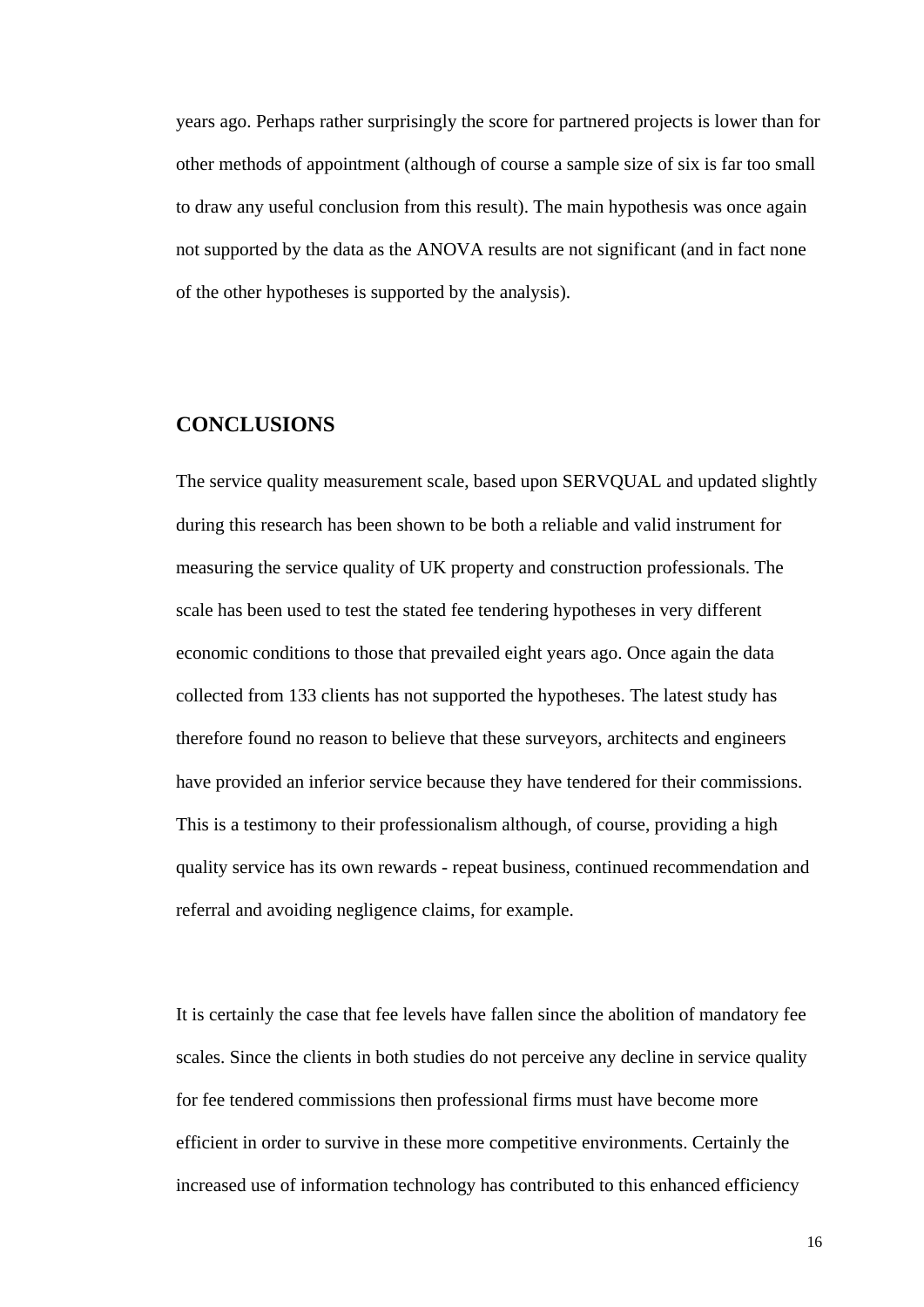years ago. Perhaps rather surprisingly the score for partnered projects is lower than for other methods of appointment (although of course a sample size of six is far too small to draw any useful conclusion from this result). The main hypothesis was once again not supported by the data as the ANOVA results are not significant (and in fact none of the other hypotheses is supported by the analysis).

## CONCLUSIONS

The service quality measurement scale, based upon SERVQUAL and updated slightly during this research has been shown to be both a reliable and valid instrument for measuring the service quality of UK property and construction professionals. The scale has been used to test the stated fee tendering hypotheses in very different economic conditions to those that prevailed eight years ago. Once again the data collected from 133 clients has not supported the hypotheses. The latest study has therefore found no reason to believe that these surveyors, architects and engineers have provided an inferior service because they have tendered for their commissions. This is a testimony to their professionalism although, of course, providing a high quality service has its own rewards - repeat business, continued recommendation and referral and avoiding negligence claims, for example.

It is certainly the case that fee levels have fallen since the abolition of mandatory fee scales. Since the clients in both studies do not perceive any decline in service quality for fee tendered commissions then professional firms must have become more efficient in order to survive in these more competitive environments. Certainly the increased use of information technology has contributed to this enhanced efficiency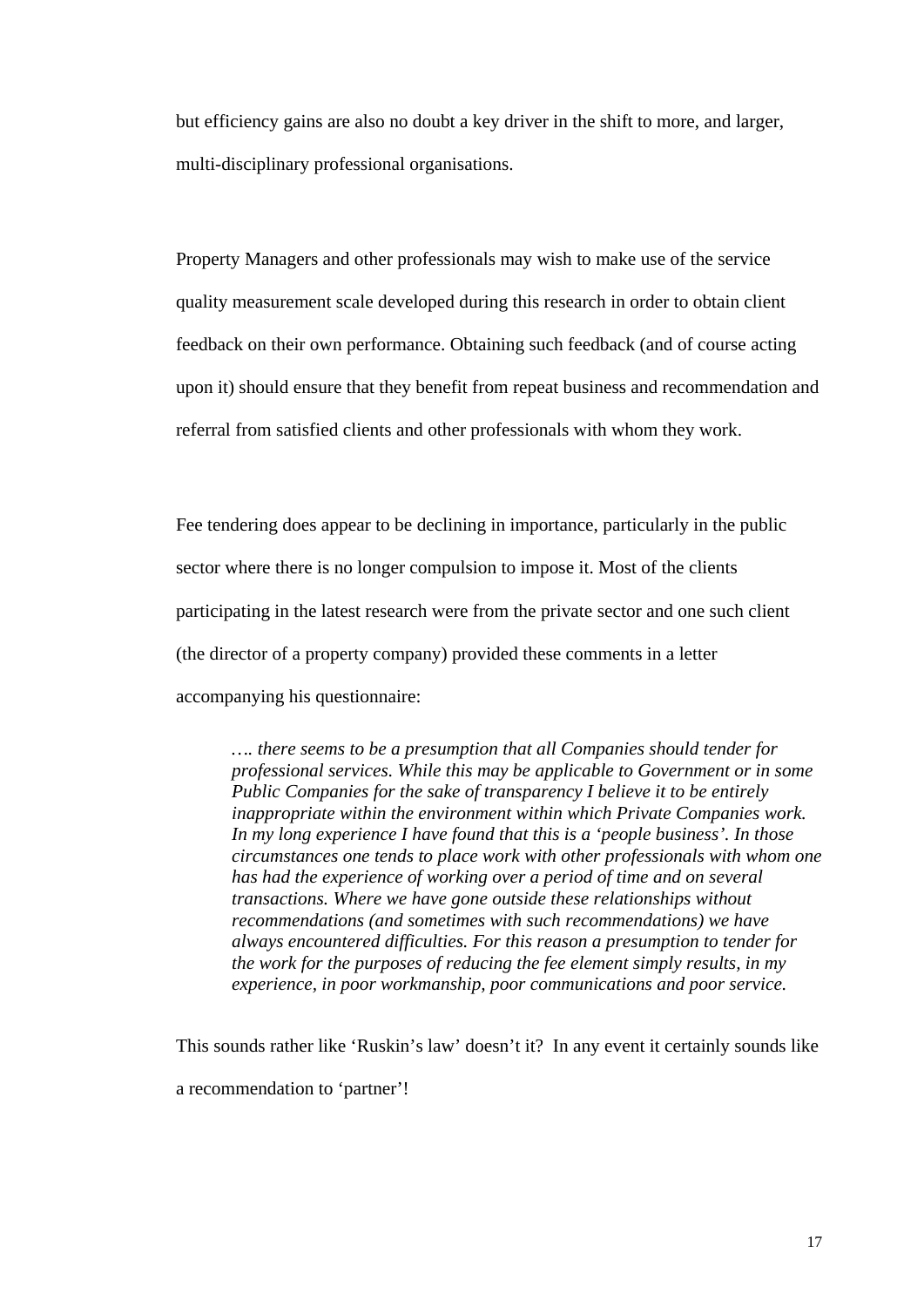but efficiency gains are also no doubt a key driver in the shift to more, and larger, multi-disciplinary professional organisations.

Property Managers and other professionals may wish to make use of the service quality measurement scale developed during this research in order to obtain client feedback on their own performance. Obtaining such feedback (and of course acting upon it) should ensure that they benefit from repeat business and recommendation and referral from satisfied clients and other professionals with whom they work.

Fee tendering does appear to be declining in importance, particularly in the public sector where there is no longer compulsion to impose it. Most of the clients participating in the latest research were from the private sector and one such client (the director of a property company) provided these comments in a letter accompanying his questionnaire:

> *…. there seems to be a presumption that all Companies should tender for professional services. While this may be applicable to Government or in some Public Companies for the sake of transparency I believe it to be entirely inappropriate within the environment within which Private Companies work. In my long experience I have found that this is a 'people business'. In those circumstances one tends to place work with other professionals with whom one has had the experience of working over a period of time and on several transactions. Where we have gone outside these relationships without recommendations (and sometimes with such recommendations) we have always encountered difficulties. For this reason a presumption to tender for the work for the purposes of reducing the fee element simply results, in my experience, in poor workmanship, poor communications and poor service.*

This sounds rather like 'Ruskin's law' doesn't it? In any event it certainly sounds like a recommendation to 'partner'!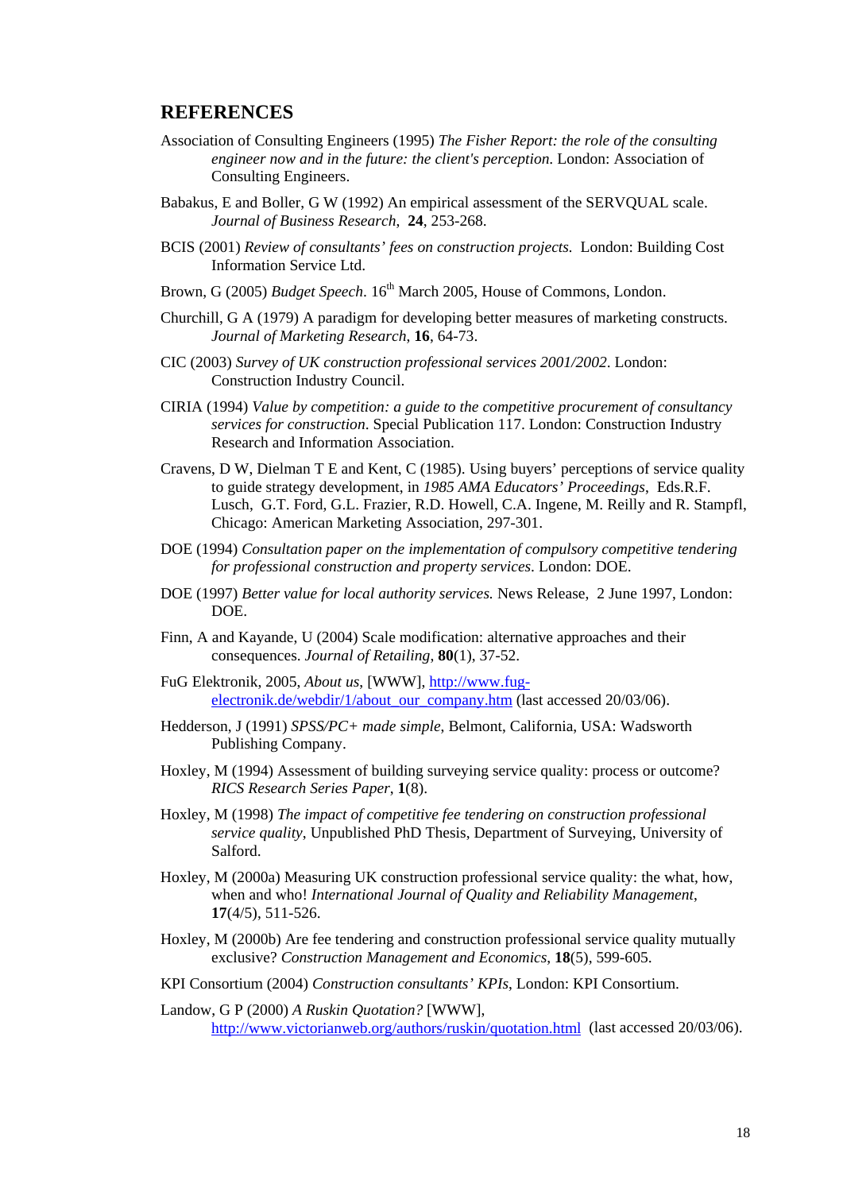## REFERENCES

Association of Consulting Engineers (1995) *The Fisher Report: the role of the consulting engineer now and in the future: the client's perception*. London: Association of Consulting Engineers.

Babakus, E and Boller, G W (1992) An empirical assessment of the SERVQUAL scale. *Journal of Business Research*, **24**, 253-268.

BCIS (2001) *Review of consultants' fees on construction projects.* London: Building Cost Information Service Ltd.

Brown, G (2005) *Budget Speech*. 16th March 2005, House of Commons, London.

Churchill, G A (1979) A paradigm for developing better measures of marketing constructs. *Journal of Marketing Research*, **16**, 64-73.

CIC (2003) *Survey of UK construction professional services 2001/2002*. London: Construction Industry Council.

CIRIA (1994) *Value by competition: a guide to the competitive procurement of consultancy services for construction*. Special Publication 117. London: Construction Industry Research and Information Association.

Cravens, D W, Dielman T E and Kent, C (1985). Using buyers' perceptions of service quality to guide strategy development, in *1985 AMA Educators' Proceedings*, Eds.R.F. Lusch, G.T. Ford, G.L. Frazier, R.D. Howell, C.A. Ingene, M. Reilly and R. Stampfl, Chicago: American Marketing Association, 297-301.

DOE (1994) *Consultation paper on the implementation of compulsory competitive tendering for professional construction and property services*. London: DOE.

DOE (1997) *Better value for local authority services.* News Release, 2 June 1997, London: DOE.

Finn, A and Kayande, U (2004) Scale modification: alternative approaches and their consequences. *Journal of Retailing*, **80**(1), 37-52.

FuG Elektronik, 2005, *About us*, [WWW], http://www.fug-electronik.de/webdir/1/about_our_company.htm (last accessed 20/03/06).

Hedderson, J (1991) *SPSS/PC+ made simple*, Belmont, California, USA: Wadsworth Publishing Company.

Hoxley, M (1994) Assessment of building surveying service quality: process or outcome? *RICS Research Series Paper*, **1**(8).

Hoxley, M (1998) *The impact of competitive fee tendering on construction professional service quality*, Unpublished PhD Thesis, Department of Surveying, University of Salford.

Hoxley, M (2000a) Measuring UK construction professional service quality: the what, how, when and who! *International Journal of Quality and Reliability Management*, **17**(4/5), 511-526.

Hoxley, M (2000b) Are fee tendering and construction professional service quality mutually exclusive? *Construction Management and Economics*, **18**(5), 599-605.

KPI Consortium (2004) *Construction consultants' KPIs*, London: KPI Consortium.

Landow, G P (2000) *A Ruskin Quotation?* [WWW], http://www.victorianweb.org/authors/ruskin/quotation.html (last accessed 20/03/06).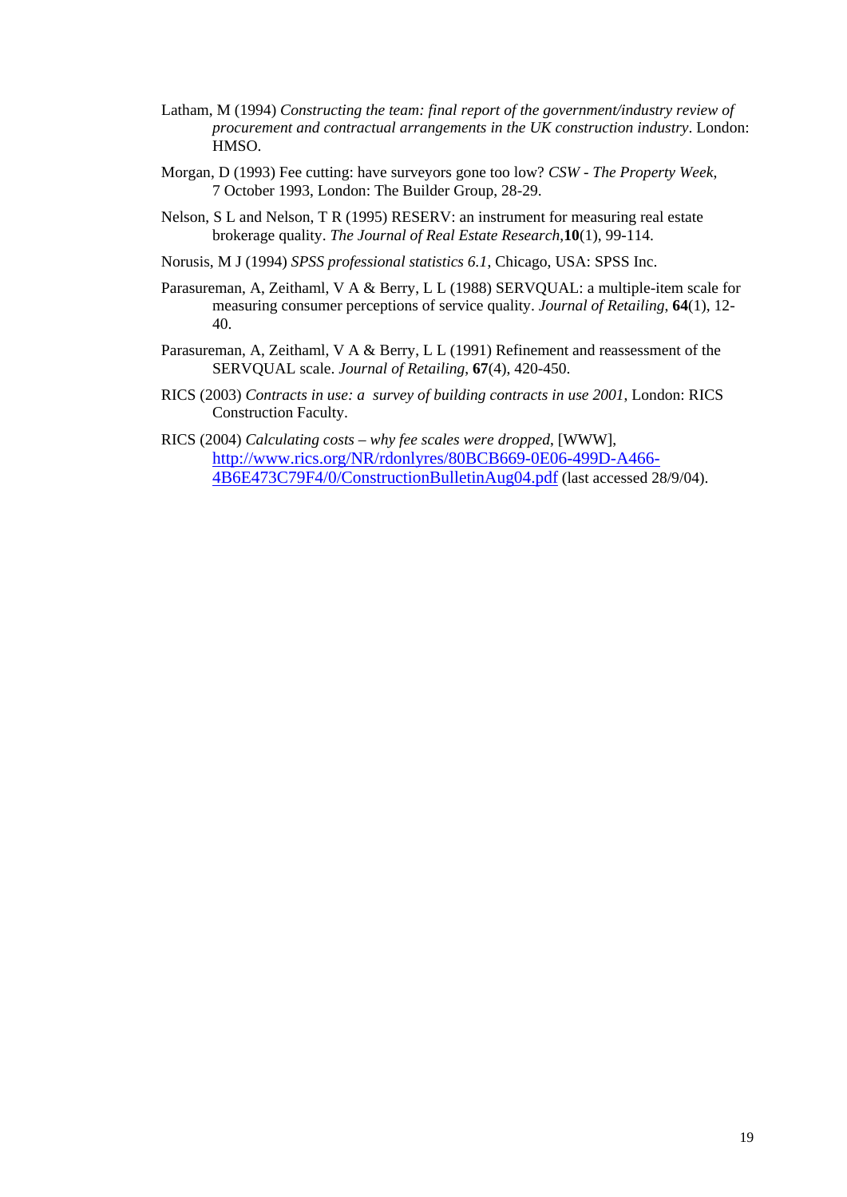Latham, M (1994) *Constructing the team: final report of the government/industry review of procurement and contractual arrangements in the UK construction industry*. London: HMSO.

Morgan, D (1993) Fee cutting: have surveyors gone too low? *CSW - The Property Week*, 7 October 1993, London: The Builder Group, 28-29.

Nelson, S L and Nelson, T R (1995) RESERV: an instrument for measuring real estate brokerage quality. *The Journal of Real Estate Research*,**10**(1), 99-114.

Norusis, M J (1994) *SPSS professional statistics 6.1*, Chicago, USA: SPSS Inc.

Parasureman, A, Zeithaml, V A & Berry, L L (1988) SERVQUAL: a multiple-item scale for measuring consumer perceptions of service quality. *Journal of Retailing*, **64**(1), 12-40.

Parasureman, A, Zeithaml, V A & Berry, L L (1991) Refinement and reassessment of the SERVQUAL scale. *Journal of Retailing*, **67**(4), 420-450.

RICS (2003) *Contracts in use: a survey of building contracts in use 2001*, London: RICS Construction Faculty.

RICS (2004) *Calculating costs – why fee scales were dropped*, [WWW], http://www.rics.org/NR/rdonlyres/80BCB669-0E06-499D-A466-4B6E473C79F4/0/ConstructionBulletinAug04.pdf (last accessed 28/9/04).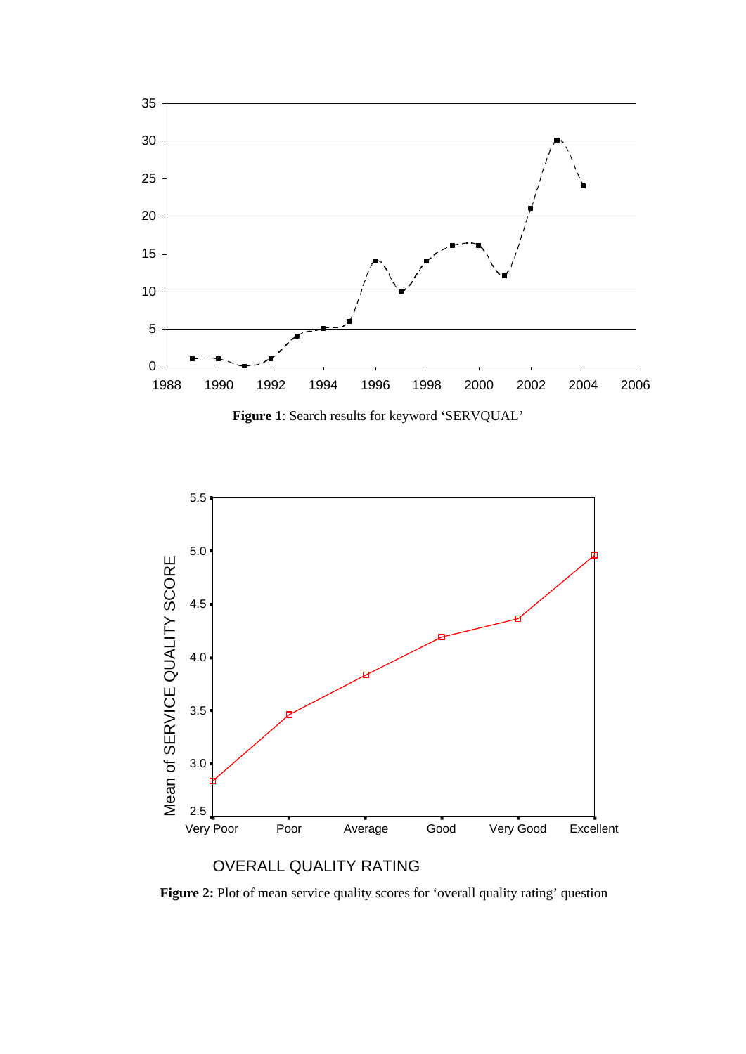35
30
25
20
15
10
5
0
1988 1990 1992 1994 1996 1998 2000 2002 2004 2006

**Figure 1**: Search results for keyword 'SERVQUAL'

Mean of SERVICE QUALITY SCORE
5.5
5.0
4.5
4.0
3.5
3.0
2.5
Very Poor Poor Average Good Very Good Excellent

OVERALL QUALITY RATING

**Figure 2:** Plot of mean service quality scores for 'overall quality rating' question